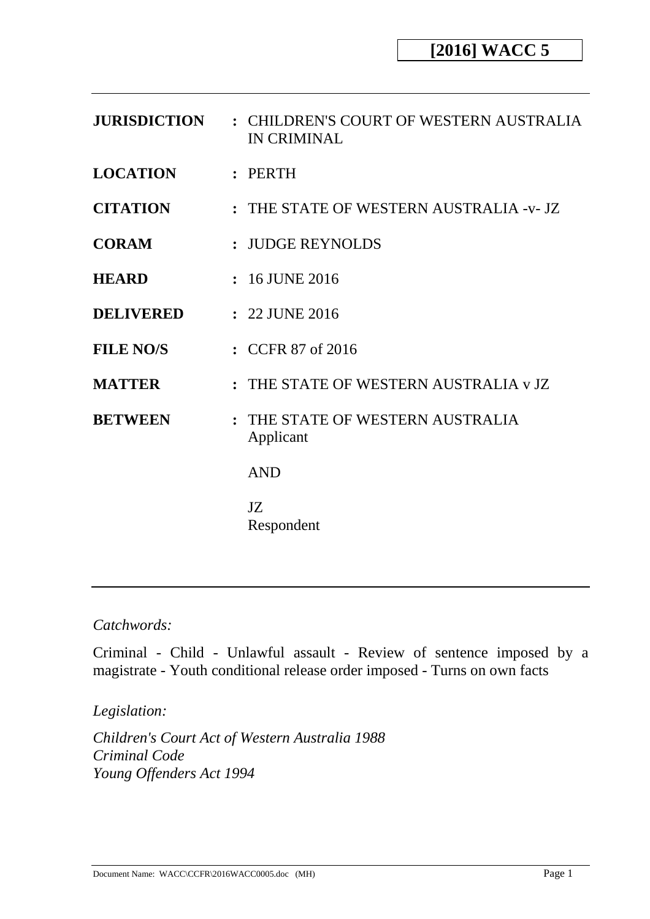**[2016] WACC 5**

| | | |
|---|---|---|
| **JURISDICTION** | : | CHILDREN'S COURT OF WESTERN AUSTRALIA IN CRIMINAL |
| **LOCATION** | : | PERTH |
| **CITATION** | : | THE STATE OF WESTERN AUSTRALIA -v- JZ |
| **CORAM** | : | JUDGE REYNOLDS |
| **HEARD** | : | 16 JUNE 2016 |
| **DELIVERED** | : | 22 JUNE 2016 |
| **FILE NO/S** | : | CCFR 87 of 2016 |
| **MATTER** | : | THE STATE OF WESTERN AUSTRALIA v JZ |
| **BETWEEN** | : | THE STATE OF WESTERN AUSTRALIA<br>Applicant<br><br>AND<br><br>JZ<br>Respondent |

*Catchwords:*

Criminal - Child - Unlawful assault - Review of sentence imposed by a magistrate - Youth conditional release order imposed - Turns on own facts

*Legislation:*

*Children's Court Act of Western Australia 1988*
*Criminal Code*
*Young Offenders Act 1994*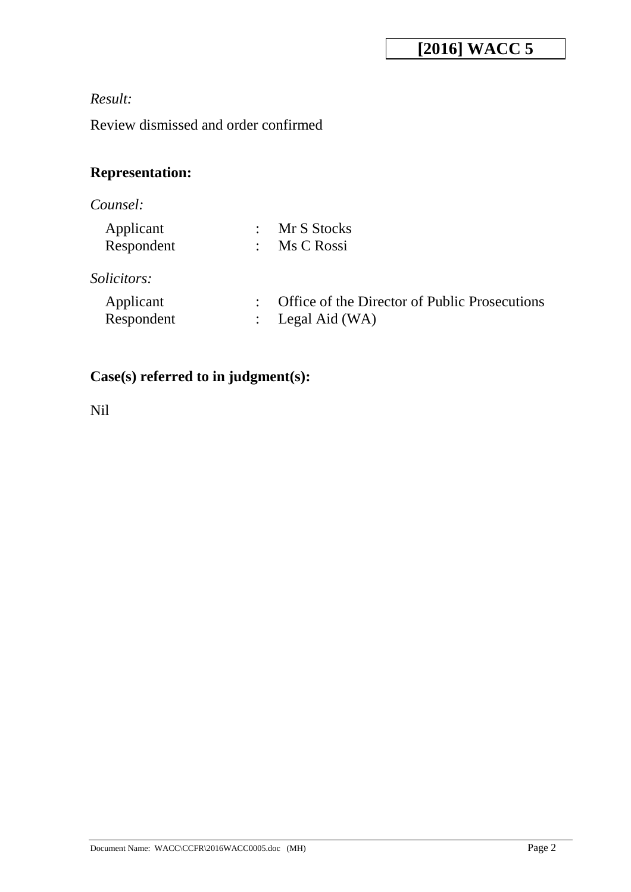*Result:*

Review dismissed and order confirmed

**Representation:**

*Counsel:*

| | | |
|---|---|---|
| Applicant | : | Mr S Stocks |
| Respondent | : | Ms C Rossi |

*Solicitors:*

| | | |
|---|---|---|
| Applicant | : | Office of the Director of Public Prosecutions |
| Respondent | : | Legal Aid (WA) |

**Case(s) referred to in judgment(s):**

Nil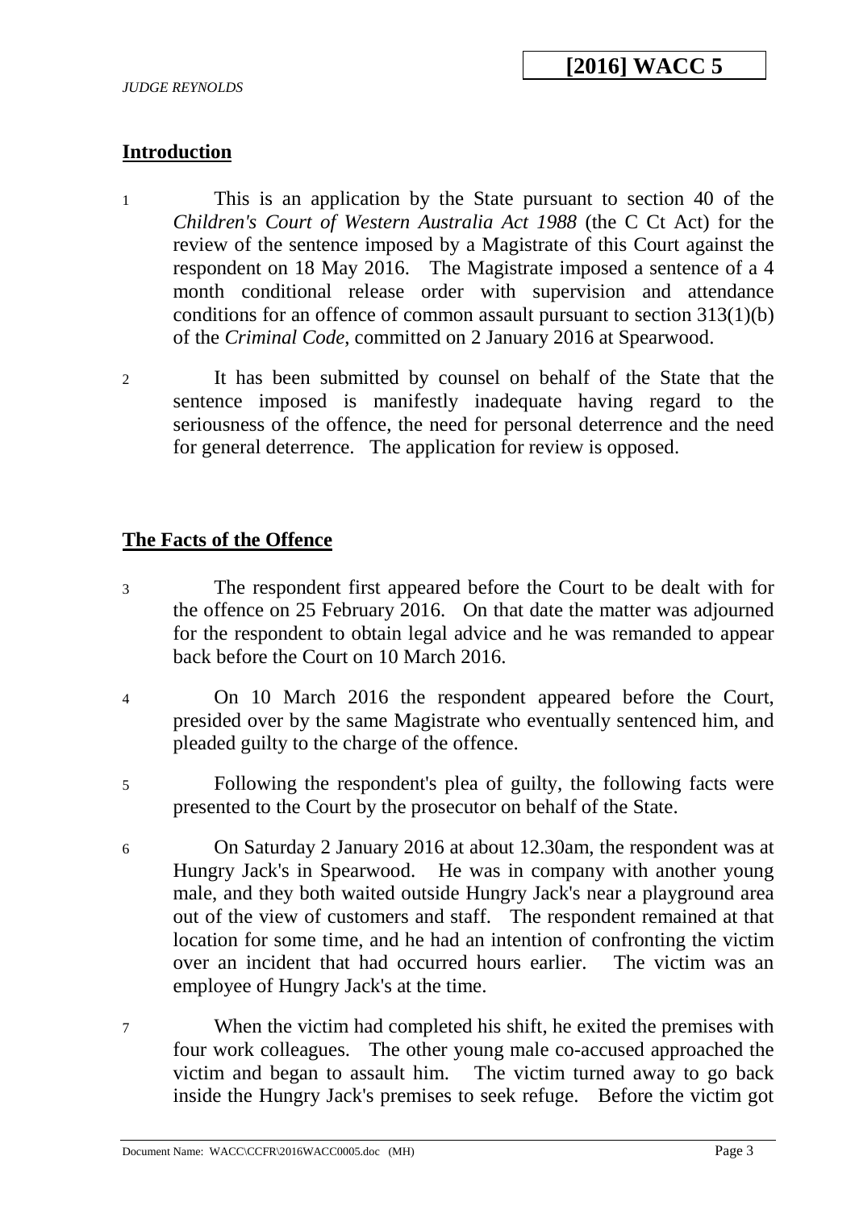## Introduction

1 This is an application by the State pursuant to section 40 of the *Children's Court of Western Australia Act 1988* (the C Ct Act) for the review of the sentence imposed by a Magistrate of this Court against the respondent on 18 May 2016. The Magistrate imposed a sentence of a 4 month conditional release order with supervision and attendance conditions for an offence of common assault pursuant to section 313(1)(b) of the *Criminal Code*, committed on 2 January 2016 at Spearwood.

2 It has been submitted by counsel on behalf of the State that the sentence imposed is manifestly inadequate having regard to the seriousness of the offence, the need for personal deterrence and the need for general deterrence. The application for review is opposed.

## The Facts of the Offence

3 The respondent first appeared before the Court to be dealt with for the offence on 25 February 2016. On that date the matter was adjourned for the respondent to obtain legal advice and he was remanded to appear back before the Court on 10 March 2016.

4 On 10 March 2016 the respondent appeared before the Court, presided over by the same Magistrate who eventually sentenced him, and pleaded guilty to the charge of the offence.

5 Following the respondent's plea of guilty, the following facts were presented to the Court by the prosecutor on behalf of the State.

6 On Saturday 2 January 2016 at about 12.30am, the respondent was at Hungry Jack's in Spearwood. He was in company with another young male, and they both waited outside Hungry Jack's near a playground area out of the view of customers and staff. The respondent remained at that location for some time, and he had an intention of confronting the victim over an incident that had occurred hours earlier. The victim was an employee of Hungry Jack's at the time.

7 When the victim had completed his shift, he exited the premises with four work colleagues. The other young male co-accused approached the victim and began to assault him. The victim turned away to go back inside the Hungry Jack's premises to seek refuge. Before the victim got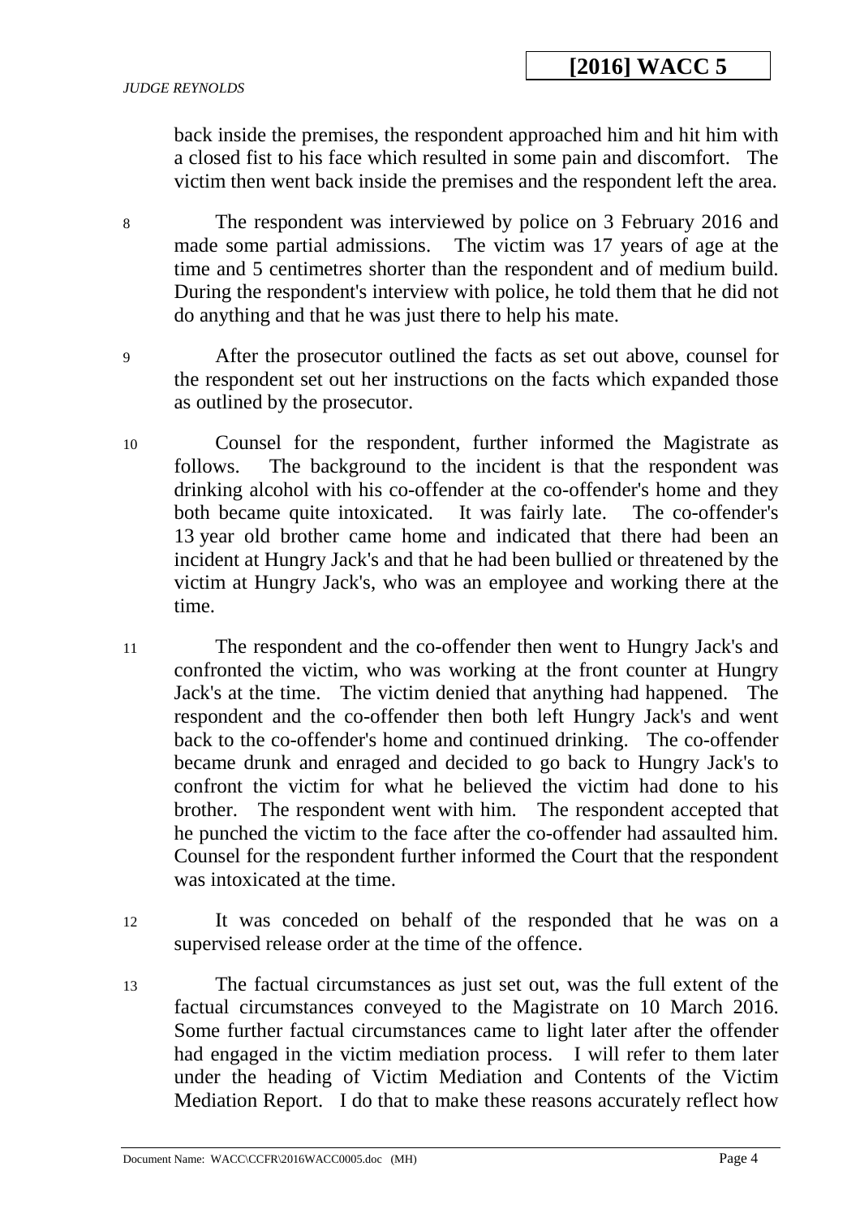back inside the premises, the respondent approached him and hit him with a closed fist to his face which resulted in some pain and discomfort. The victim then went back inside the premises and the respondent left the area.

8 The respondent was interviewed by police on 3 February 2016 and made some partial admissions. The victim was 17 years of age at the time and 5 centimetres shorter than the respondent and of medium build. During the respondent's interview with police, he told them that he did not do anything and that he was just there to help his mate.

9 After the prosecutor outlined the facts as set out above, counsel for the respondent set out her instructions on the facts which expanded those as outlined by the prosecutor.

10 Counsel for the respondent, further informed the Magistrate as follows. The background to the incident is that the respondent was drinking alcohol with his co-offender at the co-offender's home and they both became quite intoxicated. It was fairly late. The co-offender's 13 year old brother came home and indicated that there had been an incident at Hungry Jack's and that he had been bullied or threatened by the victim at Hungry Jack's, who was an employee and working there at the time.

11 The respondent and the co-offender then went to Hungry Jack's and confronted the victim, who was working at the front counter at Hungry Jack's at the time. The victim denied that anything had happened. The respondent and the co-offender then both left Hungry Jack's and went back to the co-offender's home and continued drinking. The co-offender became drunk and enraged and decided to go back to Hungry Jack's to confront the victim for what he believed the victim had done to his brother. The respondent went with him. The respondent accepted that he punched the victim to the face after the co-offender had assaulted him. Counsel for the respondent further informed the Court that the respondent was intoxicated at the time.

12 It was conceded on behalf of the responded that he was on a supervised release order at the time of the offence.

13 The factual circumstances as just set out, was the full extent of the factual circumstances conveyed to the Magistrate on 10 March 2016. Some further factual circumstances came to light later after the offender had engaged in the victim mediation process. I will refer to them later under the heading of Victim Mediation and Contents of the Victim Mediation Report. I do that to make these reasons accurately reflect how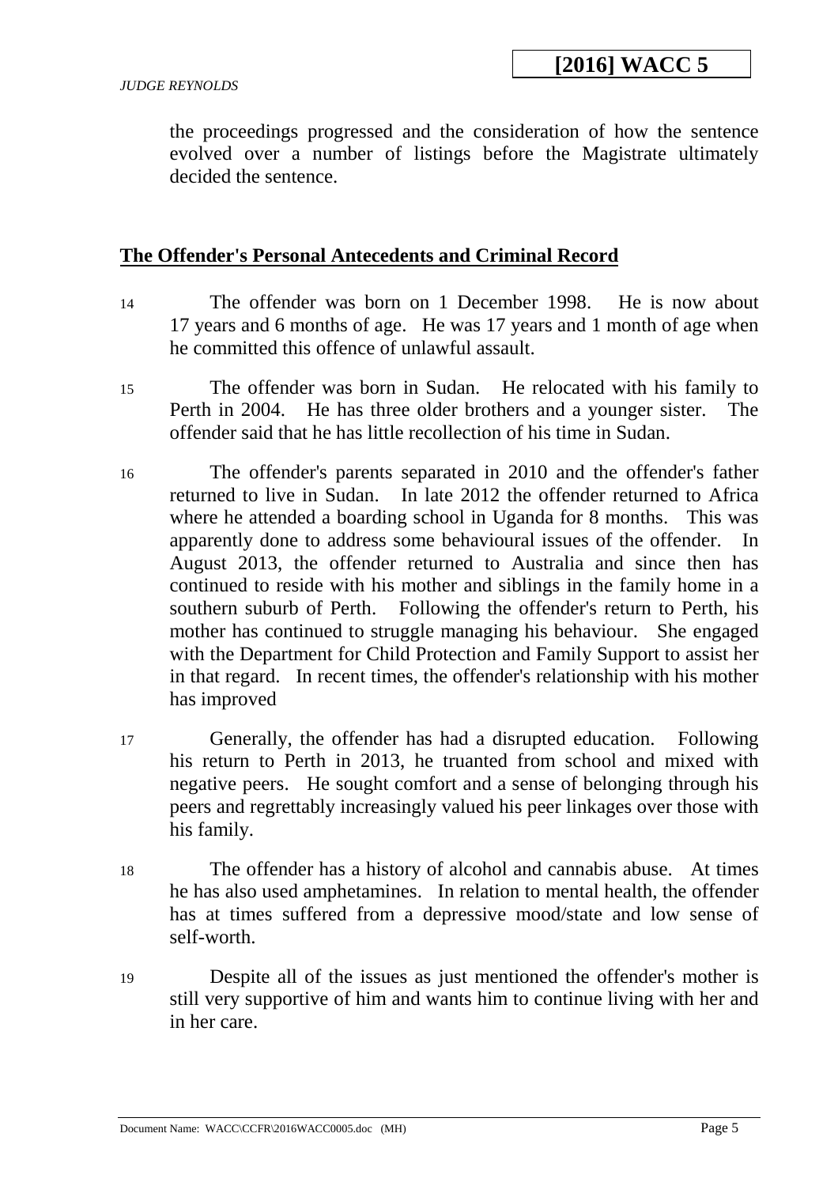the proceedings progressed and the consideration of how the sentence evolved over a number of listings before the Magistrate ultimately decided the sentence.

## **The Offender's Personal Antecedents and Criminal Record**

14 The offender was born on 1 December 1998. He is now about 17 years and 6 months of age. He was 17 years and 1 month of age when he committed this offence of unlawful assault.

15 The offender was born in Sudan. He relocated with his family to Perth in 2004. He has three older brothers and a younger sister. The offender said that he has little recollection of his time in Sudan.

16 The offender's parents separated in 2010 and the offender's father returned to live in Sudan. In late 2012 the offender returned to Africa where he attended a boarding school in Uganda for 8 months. This was apparently done to address some behavioural issues of the offender. In August 2013, the offender returned to Australia and since then has continued to reside with his mother and siblings in the family home in a southern suburb of Perth. Following the offender's return to Perth, his mother has continued to struggle managing his behaviour. She engaged with the Department for Child Protection and Family Support to assist her in that regard. In recent times, the offender's relationship with his mother has improved

17 Generally, the offender has had a disrupted education. Following his return to Perth in 2013, he truanted from school and mixed with negative peers. He sought comfort and a sense of belonging through his peers and regrettably increasingly valued his peer linkages over those with his family.

18 The offender has a history of alcohol and cannabis abuse. At times he has also used amphetamines. In relation to mental health, the offender has at times suffered from a depressive mood/state and low sense of self-worth.

19 Despite all of the issues as just mentioned the offender's mother is still very supportive of him and wants him to continue living with her and in her care.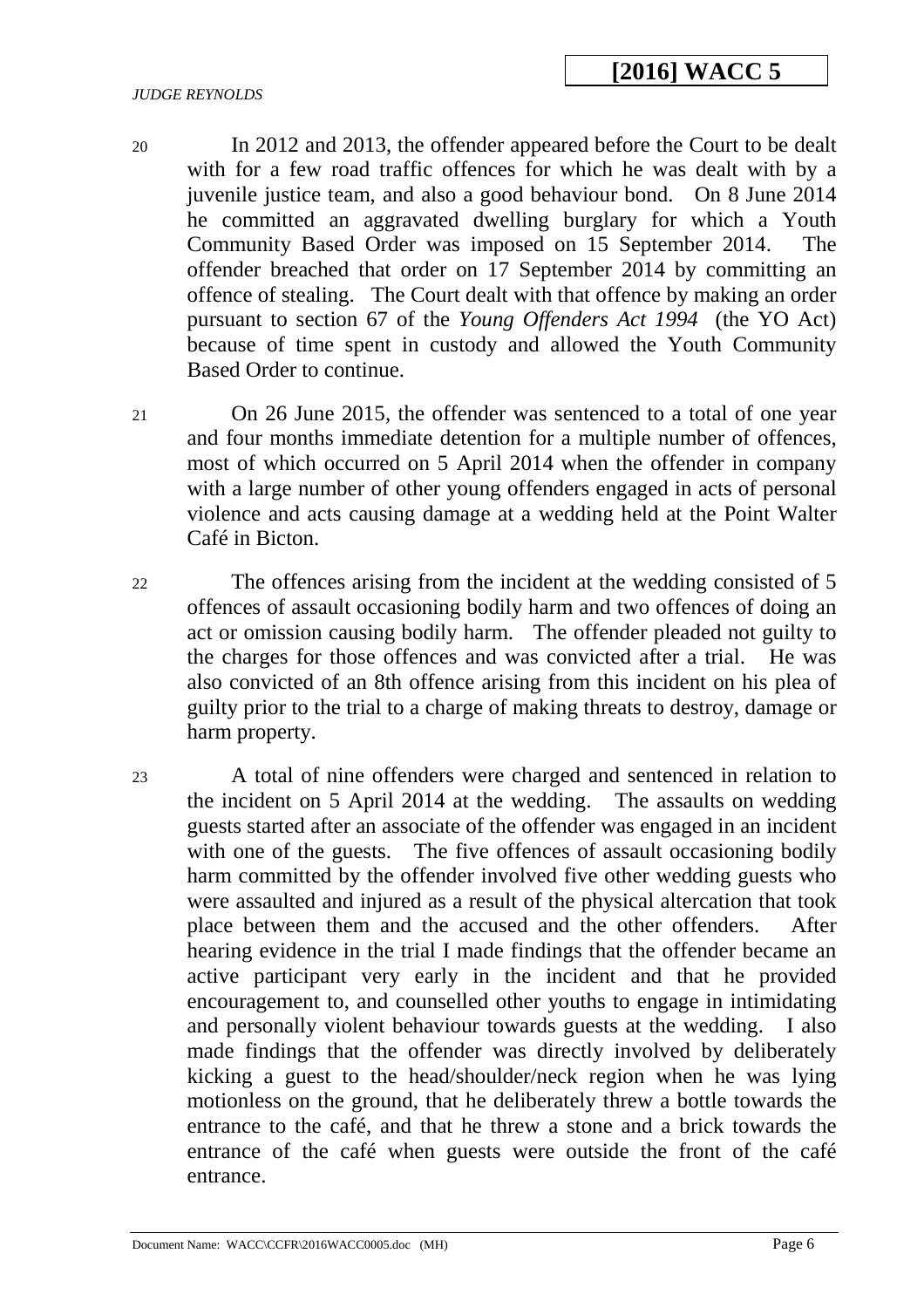20 In 2012 and 2013, the offender appeared before the Court to be dealt with for a few road traffic offences for which he was dealt with by a juvenile justice team, and also a good behaviour bond. On 8 June 2014 he committed an aggravated dwelling burglary for which a Youth Community Based Order was imposed on 15 September 2014. The offender breached that order on 17 September 2014 by committing an offence of stealing. The Court dealt with that offence by making an order pursuant to section 67 of the *Young Offenders Act 1994* (the YO Act) because of time spent in custody and allowed the Youth Community Based Order to continue.

21 On 26 June 2015, the offender was sentenced to a total of one year and four months immediate detention for a multiple number of offences, most of which occurred on 5 April 2014 when the offender in company with a large number of other young offenders engaged in acts of personal violence and acts causing damage at a wedding held at the Point Walter Café in Bicton.

22 The offences arising from the incident at the wedding consisted of 5 offences of assault occasioning bodily harm and two offences of doing an act or omission causing bodily harm. The offender pleaded not guilty to the charges for those offences and was convicted after a trial. He was also convicted of an 8th offence arising from this incident on his plea of guilty prior to the trial to a charge of making threats to destroy, damage or harm property.

23 A total of nine offenders were charged and sentenced in relation to the incident on 5 April 2014 at the wedding. The assaults on wedding guests started after an associate of the offender was engaged in an incident with one of the guests. The five offences of assault occasioning bodily harm committed by the offender involved five other wedding guests who were assaulted and injured as a result of the physical altercation that took place between them and the accused and the other offenders. After hearing evidence in the trial I made findings that the offender became an active participant very early in the incident and that he provided encouragement to, and counselled other youths to engage in intimidating and personally violent behaviour towards guests at the wedding. I also made findings that the offender was directly involved by deliberately kicking a guest to the head/shoulder/neck region when he was lying motionless on the ground, that he deliberately threw a bottle towards the entrance to the café, and that he threw a stone and a brick towards the entrance of the café when guests were outside the front of the café entrance.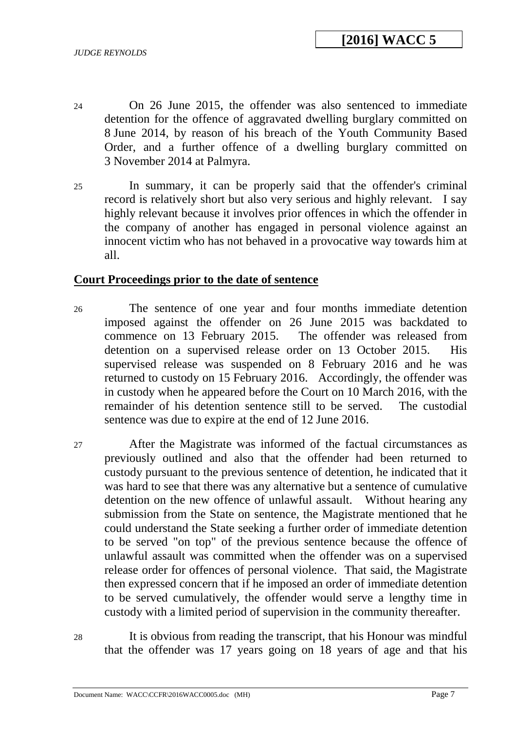24 On 26 June 2015, the offender was also sentenced to immediate detention for the offence of aggravated dwelling burglary committed on 8 June 2014, by reason of his breach of the Youth Community Based Order, and a further offence of a dwelling burglary committed on 3 November 2014 at Palmyra.

25 In summary, it can be properly said that the offender's criminal record is relatively short but also very serious and highly relevant. I say highly relevant because it involves prior offences in which the offender in the company of another has engaged in personal violence against an innocent victim who has not behaved in a provocative way towards him at all.

## **Court Proceedings prior to the date of sentence**

26 The sentence of one year and four months immediate detention imposed against the offender on 26 June 2015 was backdated to commence on 13 February 2015. The offender was released from detention on a supervised release order on 13 October 2015. His supervised release was suspended on 8 February 2016 and he was returned to custody on 15 February 2016. Accordingly, the offender was in custody when he appeared before the Court on 10 March 2016, with the remainder of his detention sentence still to be served. The custodial sentence was due to expire at the end of 12 June 2016.

27 After the Magistrate was informed of the factual circumstances as previously outlined and also that the offender had been returned to custody pursuant to the previous sentence of detention, he indicated that it was hard to see that there was any alternative but a sentence of cumulative detention on the new offence of unlawful assault. Without hearing any submission from the State on sentence, the Magistrate mentioned that he could understand the State seeking a further order of immediate detention to be served "on top" of the previous sentence because the offence of unlawful assault was committed when the offender was on a supervised release order for offences of personal violence. That said, the Magistrate then expressed concern that if he imposed an order of immediate detention to be served cumulatively, the offender would serve a lengthy time in custody with a limited period of supervision in the community thereafter.

28 It is obvious from reading the transcript, that his Honour was mindful that the offender was 17 years going on 18 years of age and that his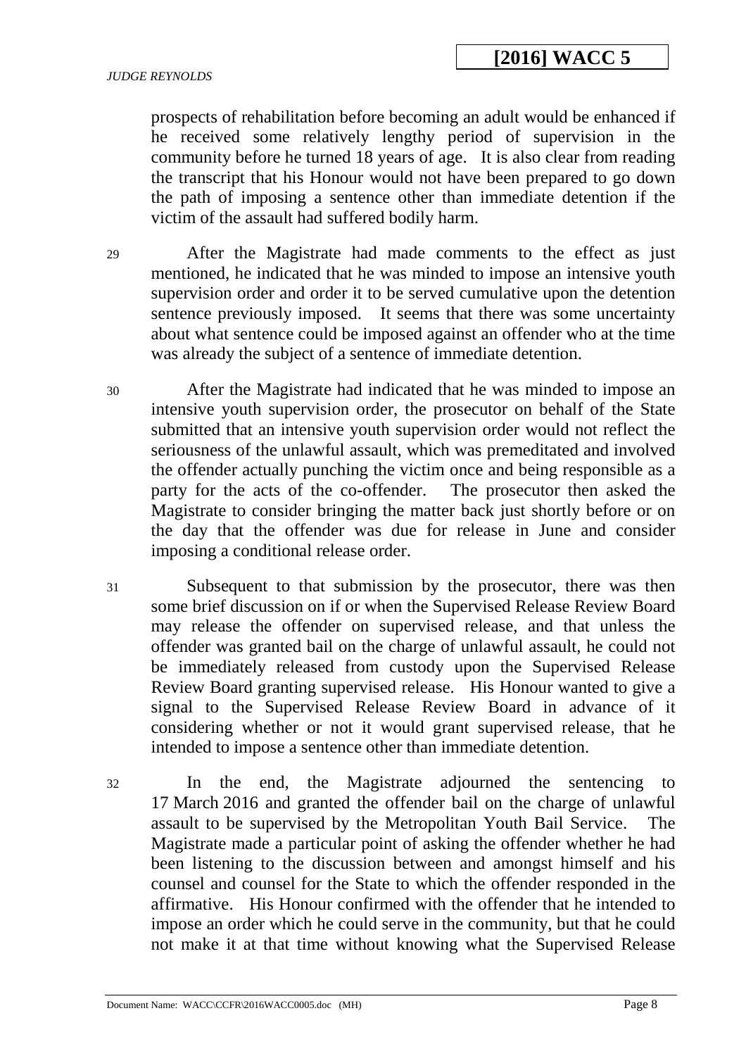prospects of rehabilitation before becoming an adult would be enhanced if he received some relatively lengthy period of supervision in the community before he turned 18 years of age. It is also clear from reading the transcript that his Honour would not have been prepared to go down the path of imposing a sentence other than immediate detention if the victim of the assault had suffered bodily harm.

29 After the Magistrate had made comments to the effect as just mentioned, he indicated that he was minded to impose an intensive youth supervision order and order it to be served cumulative upon the detention sentence previously imposed. It seems that there was some uncertainty about what sentence could be imposed against an offender who at the time was already the subject of a sentence of immediate detention.

30 After the Magistrate had indicated that he was minded to impose an intensive youth supervision order, the prosecutor on behalf of the State submitted that an intensive youth supervision order would not reflect the seriousness of the unlawful assault, which was premeditated and involved the offender actually punching the victim once and being responsible as a party for the acts of the co-offender. The prosecutor then asked the Magistrate to consider bringing the matter back just shortly before or on the day that the offender was due for release in June and consider imposing a conditional release order.

31 Subsequent to that submission by the prosecutor, there was then some brief discussion on if or when the Supervised Release Review Board may release the offender on supervised release, and that unless the offender was granted bail on the charge of unlawful assault, he could not be immediately released from custody upon the Supervised Release Review Board granting supervised release. His Honour wanted to give a signal to the Supervised Release Review Board in advance of it considering whether or not it would grant supervised release, that he intended to impose a sentence other than immediate detention.

32 In the end, the Magistrate adjourned the sentencing to 17 March 2016 and granted the offender bail on the charge of unlawful assault to be supervised by the Metropolitan Youth Bail Service. The Magistrate made a particular point of asking the offender whether he had been listening to the discussion between and amongst himself and his counsel and counsel for the State to which the offender responded in the affirmative. His Honour confirmed with the offender that he intended to impose an order which he could serve in the community, but that he could not make it at that time without knowing what the Supervised Release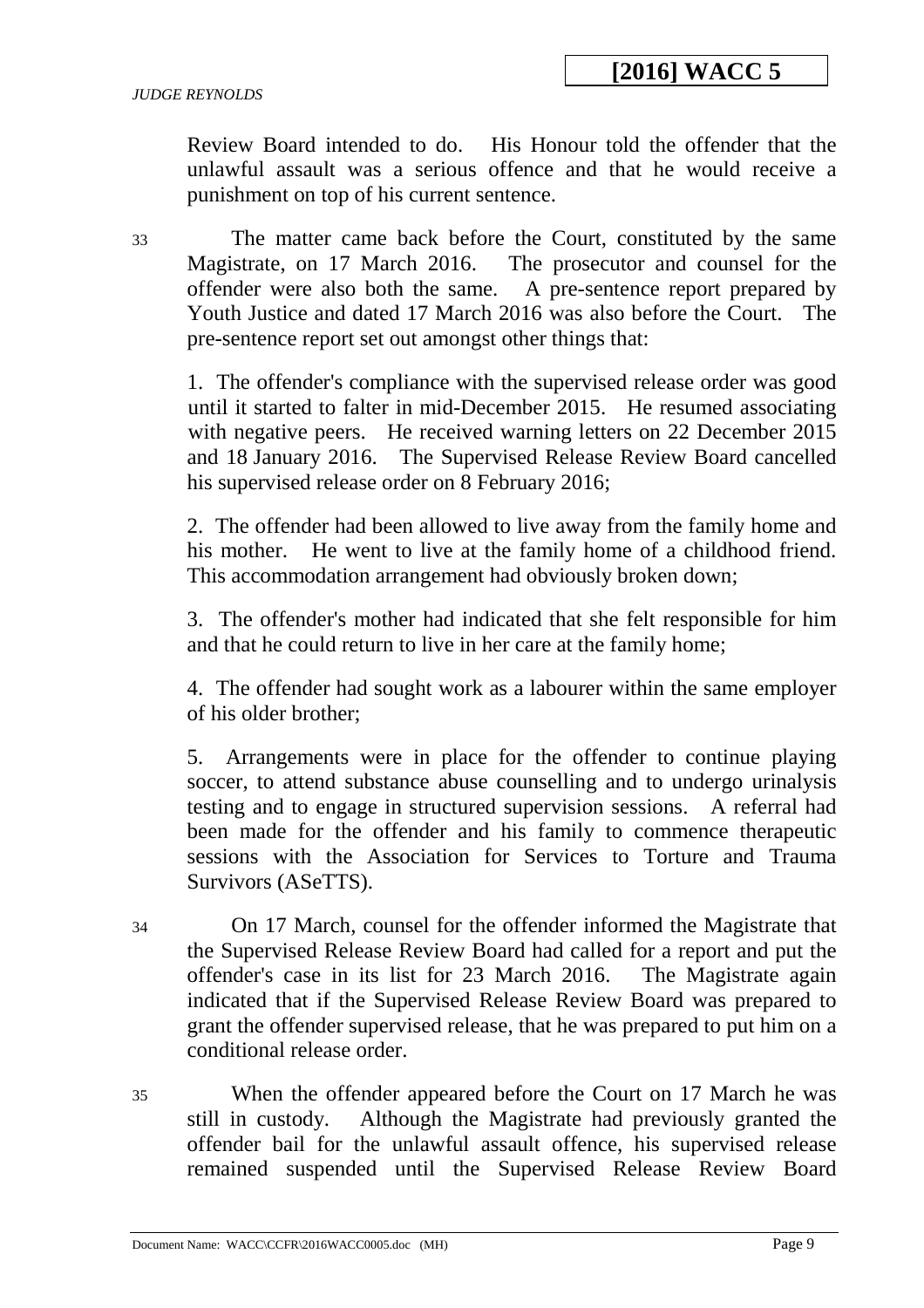Review Board intended to do. His Honour told the offender that the unlawful assault was a serious offence and that he would receive a punishment on top of his current sentence.

33 The matter came back before the Court, constituted by the same Magistrate, on 17 March 2016. The prosecutor and counsel for the offender were also both the same. A pre-sentence report prepared by Youth Justice and dated 17 March 2016 was also before the Court. The pre-sentence report set out amongst other things that:

> 1. The offender's compliance with the supervised release order was good until it started to falter in mid-December 2015. He resumed associating with negative peers. He received warning letters on 22 December 2015 and 18 January 2016. The Supervised Release Review Board cancelled his supervised release order on 8 February 2016;
>
> 2. The offender had been allowed to live away from the family home and his mother. He went to live at the family home of a childhood friend. This accommodation arrangement had obviously broken down;
>
> 3. The offender's mother had indicated that she felt responsible for him and that he could return to live in her care at the family home;
>
> 4. The offender had sought work as a labourer within the same employer of his older brother;
>
> 5. Arrangements were in place for the offender to continue playing soccer, to attend substance abuse counselling and to undergo urinalysis testing and to engage in structured supervision sessions. A referral had been made for the offender and his family to commence therapeutic sessions with the Association for Services to Torture and Trauma Survivors (ASeTTS).

34 On 17 March, counsel for the offender informed the Magistrate that the Supervised Release Review Board had called for a report and put the offender's case in its list for 23 March 2016. The Magistrate again indicated that if the Supervised Release Review Board was prepared to grant the offender supervised release, that he was prepared to put him on a conditional release order.

35 When the offender appeared before the Court on 17 March he was still in custody. Although the Magistrate had previously granted the offender bail for the unlawful assault offence, his supervised release remained suspended until the Supervised Release Review Board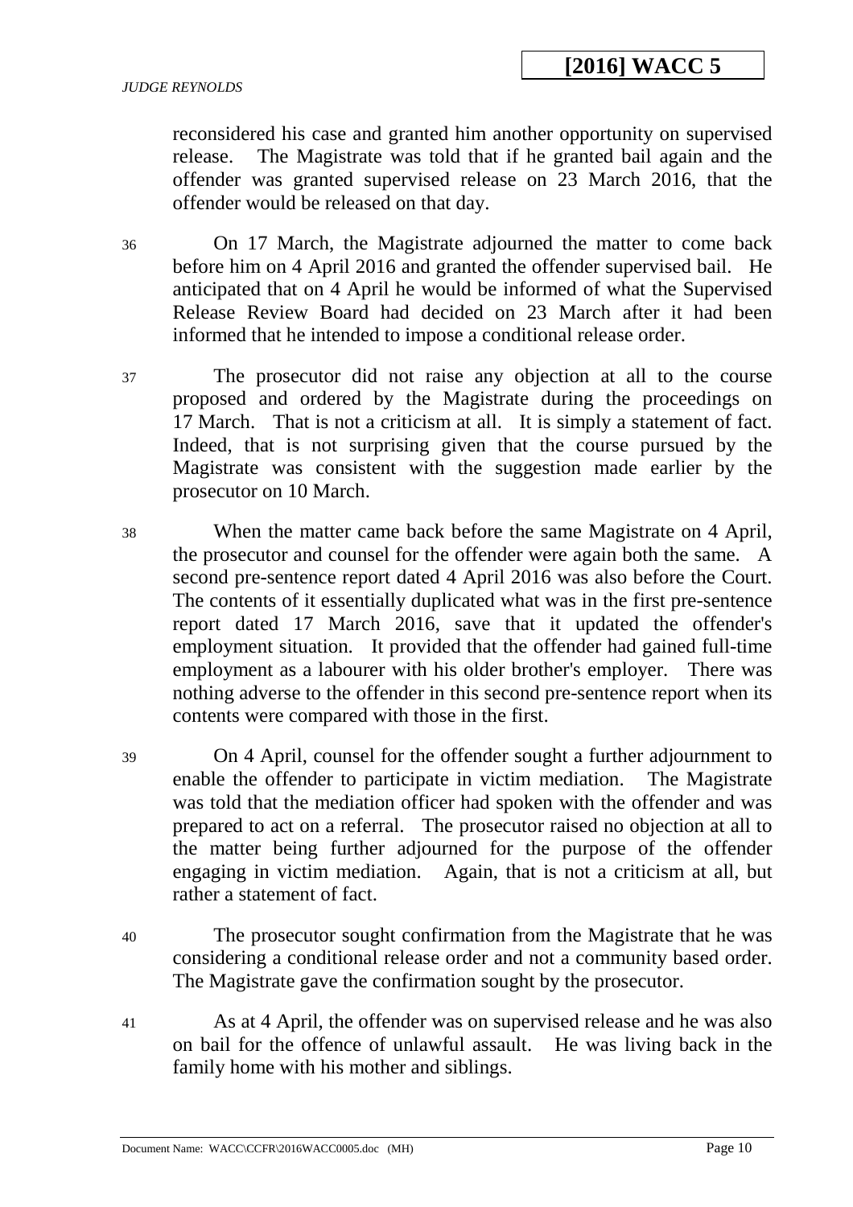reconsidered his case and granted him another opportunity on supervised release. The Magistrate was told that if he granted bail again and the offender was granted supervised release on 23 March 2016, that the offender would be released on that day.

36 On 17 March, the Magistrate adjourned the matter to come back before him on 4 April 2016 and granted the offender supervised bail. He anticipated that on 4 April he would be informed of what the Supervised Release Review Board had decided on 23 March after it had been informed that he intended to impose a conditional release order.

37 The prosecutor did not raise any objection at all to the course proposed and ordered by the Magistrate during the proceedings on 17 March. That is not a criticism at all. It is simply a statement of fact. Indeed, that is not surprising given that the course pursued by the Magistrate was consistent with the suggestion made earlier by the prosecutor on 10 March.

38 When the matter came back before the same Magistrate on 4 April, the prosecutor and counsel for the offender were again both the same. A second pre-sentence report dated 4 April 2016 was also before the Court. The contents of it essentially duplicated what was in the first pre-sentence report dated 17 March 2016, save that it updated the offender's employment situation. It provided that the offender had gained full-time employment as a labourer with his older brother's employer. There was nothing adverse to the offender in this second pre-sentence report when its contents were compared with those in the first.

39 On 4 April, counsel for the offender sought a further adjournment to enable the offender to participate in victim mediation. The Magistrate was told that the mediation officer had spoken with the offender and was prepared to act on a referral. The prosecutor raised no objection at all to the matter being further adjourned for the purpose of the offender engaging in victim mediation. Again, that is not a criticism at all, but rather a statement of fact.

40 The prosecutor sought confirmation from the Magistrate that he was considering a conditional release order and not a community based order. The Magistrate gave the confirmation sought by the prosecutor.

41 As at 4 April, the offender was on supervised release and he was also on bail for the offence of unlawful assault. He was living back in the family home with his mother and siblings.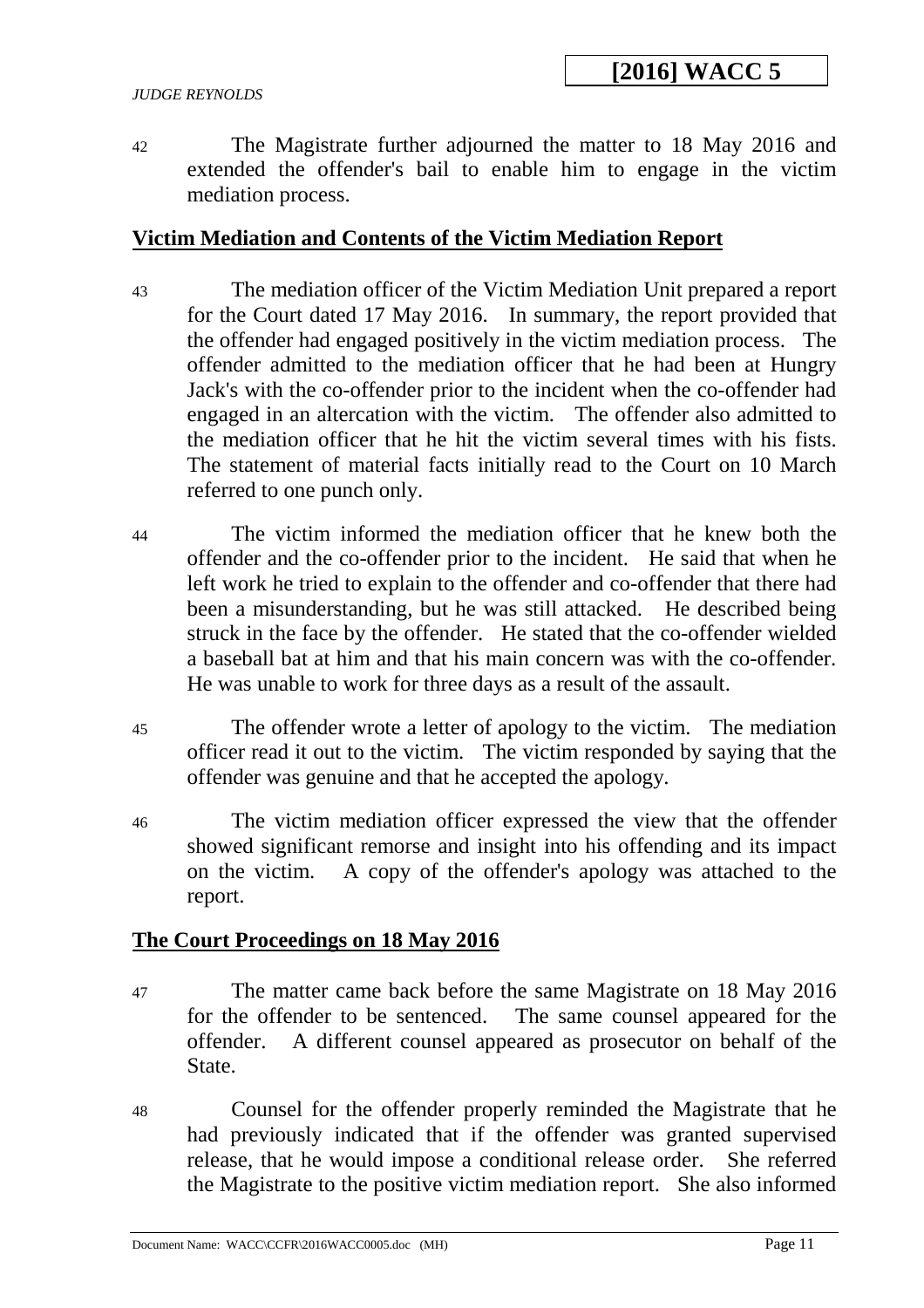42 The Magistrate further adjourned the matter to 18 May 2016 and extended the offender's bail to enable him to engage in the victim mediation process.

## Victim Mediation and Contents of the Victim Mediation Report

43 The mediation officer of the Victim Mediation Unit prepared a report for the Court dated 17 May 2016. In summary, the report provided that the offender had engaged positively in the victim mediation process. The offender admitted to the mediation officer that he had been at Hungry Jack's with the co-offender prior to the incident when the co-offender had engaged in an altercation with the victim. The offender also admitted to the mediation officer that he hit the victim several times with his fists. The statement of material facts initially read to the Court on 10 March referred to one punch only.

44 The victim informed the mediation officer that he knew both the offender and the co-offender prior to the incident. He said that when he left work he tried to explain to the offender and co-offender that there had been a misunderstanding, but he was still attacked. He described being struck in the face by the offender. He stated that the co-offender wielded a baseball bat at him and that his main concern was with the co-offender. He was unable to work for three days as a result of the assault.

45 The offender wrote a letter of apology to the victim. The mediation officer read it out to the victim. The victim responded by saying that the offender was genuine and that he accepted the apology.

46 The victim mediation officer expressed the view that the offender showed significant remorse and insight into his offending and its impact on the victim. A copy of the offender's apology was attached to the report.

## The Court Proceedings on 18 May 2016

47 The matter came back before the same Magistrate on 18 May 2016 for the offender to be sentenced. The same counsel appeared for the offender. A different counsel appeared as prosecutor on behalf of the State.

48 Counsel for the offender properly reminded the Magistrate that he had previously indicated that if the offender was granted supervised release, that he would impose a conditional release order. She referred the Magistrate to the positive victim mediation report. She also informed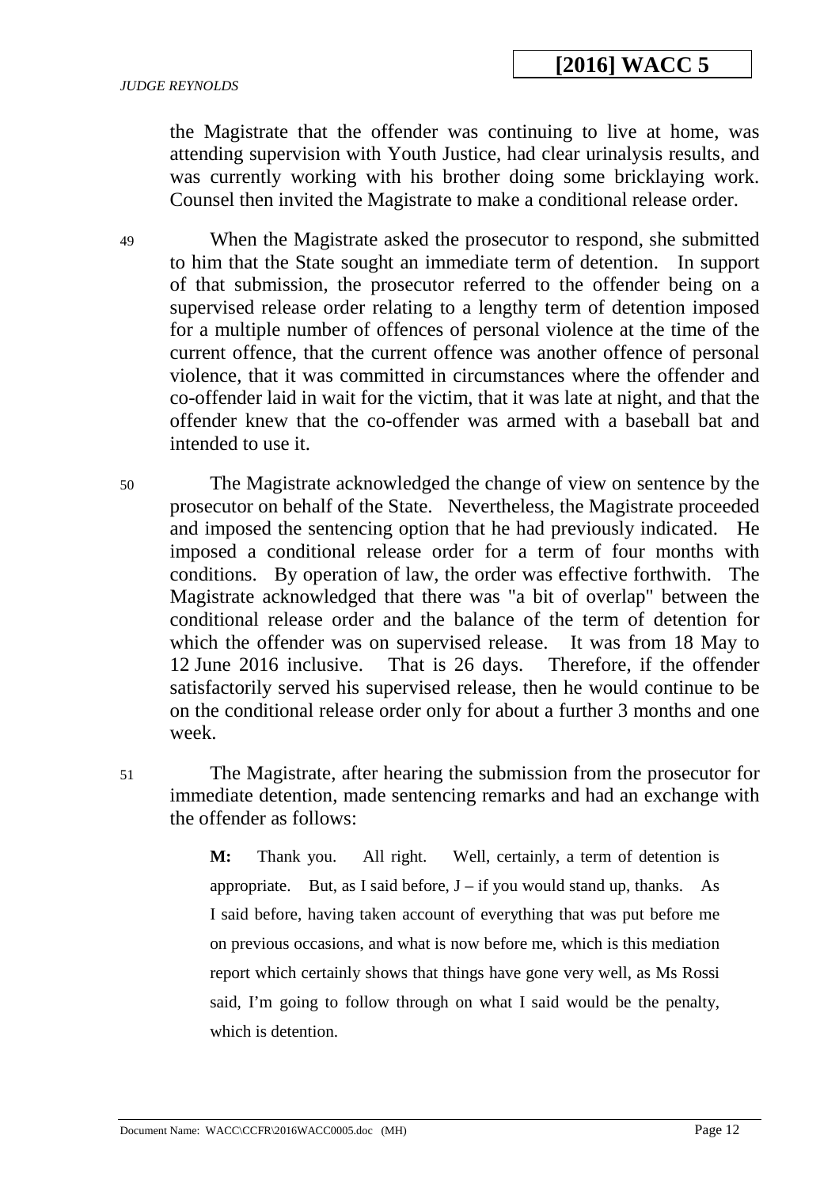the Magistrate that the offender was continuing to live at home, was attending supervision with Youth Justice, had clear urinalysis results, and was currently working with his brother doing some bricklaying work. Counsel then invited the Magistrate to make a conditional release order.

49 When the Magistrate asked the prosecutor to respond, she submitted to him that the State sought an immediate term of detention. In support of that submission, the prosecutor referred to the offender being on a supervised release order relating to a lengthy term of detention imposed for a multiple number of offences of personal violence at the time of the current offence, that the current offence was another offence of personal violence, that it was committed in circumstances where the offender and co-offender laid in wait for the victim, that it was late at night, and that the offender knew that the co-offender was armed with a baseball bat and intended to use it.

50 The Magistrate acknowledged the change of view on sentence by the prosecutor on behalf of the State. Nevertheless, the Magistrate proceeded and imposed the sentencing option that he had previously indicated. He imposed a conditional release order for a term of four months with conditions. By operation of law, the order was effective forthwith. The Magistrate acknowledged that there was "a bit of overlap" between the conditional release order and the balance of the term of detention for which the offender was on supervised release. It was from 18 May to 12 June 2016 inclusive. That is 26 days. Therefore, if the offender satisfactorily served his supervised release, then he would continue to be on the conditional release order only for about a further 3 months and one week.

51 The Magistrate, after hearing the submission from the prosecutor for immediate detention, made sentencing remarks and had an exchange with the offender as follows:

> **M:** Thank you. All right. Well, certainly, a term of detention is appropriate. But, as I said before, J – if you would stand up, thanks. As I said before, having taken account of everything that was put before me on previous occasions, and what is now before me, which is this mediation report which certainly shows that things have gone very well, as Ms Rossi said, I'm going to follow through on what I said would be the penalty, which is detention.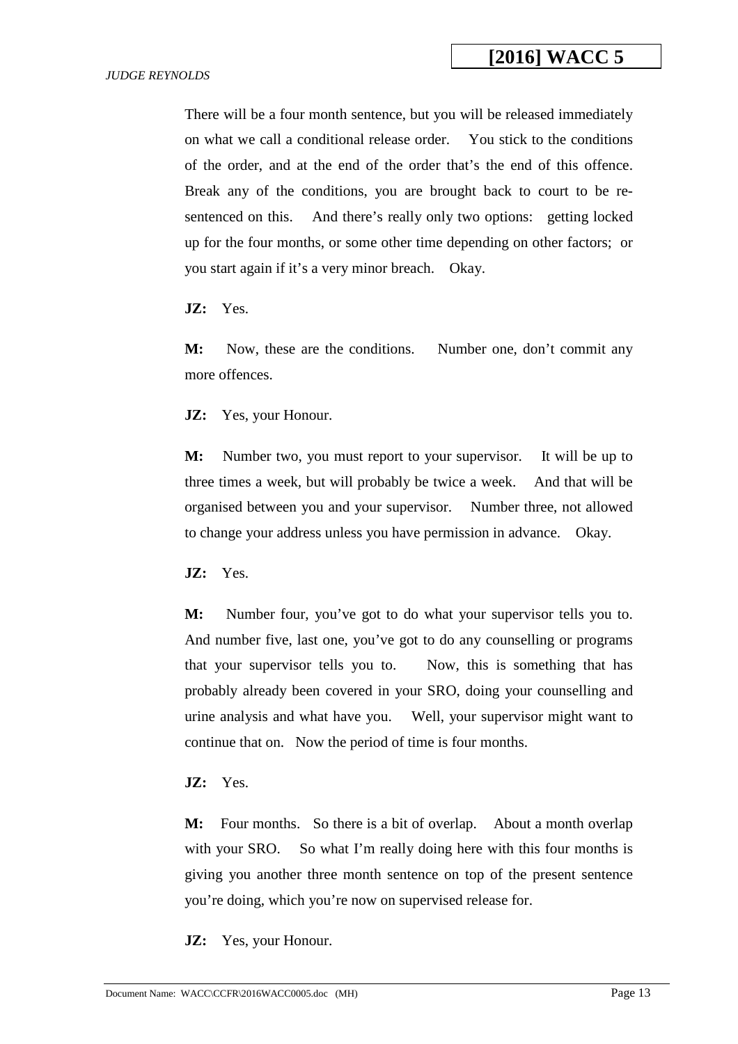There will be a four month sentence, but you will be released immediately on what we call a conditional release order. You stick to the conditions of the order, and at the end of the order that's the end of this offence. Break any of the conditions, you are brought back to court to be re-sentenced on this. And there's really only two options: getting locked up for the four months, or some other time depending on other factors; or you start again if it's a very minor breach. Okay.

**JZ:** Yes.

**M:** Now, these are the conditions. Number one, don't commit any more offences.

**JZ:** Yes, your Honour.

**M:** Number two, you must report to your supervisor. It will be up to three times a week, but will probably be twice a week. And that will be organised between you and your supervisor. Number three, not allowed to change your address unless you have permission in advance. Okay.

**JZ:** Yes.

**M:** Number four, you've got to do what your supervisor tells you to. And number five, last one, you've got to do any counselling or programs that your supervisor tells you to. Now, this is something that has probably already been covered in your SRO, doing your counselling and urine analysis and what have you. Well, your supervisor might want to continue that on. Now the period of time is four months.

**JZ:** Yes.

**M:** Four months. So there is a bit of overlap. About a month overlap with your SRO. So what I'm really doing here with this four months is giving you another three month sentence on top of the present sentence you're doing, which you're now on supervised release for.

**JZ:** Yes, your Honour.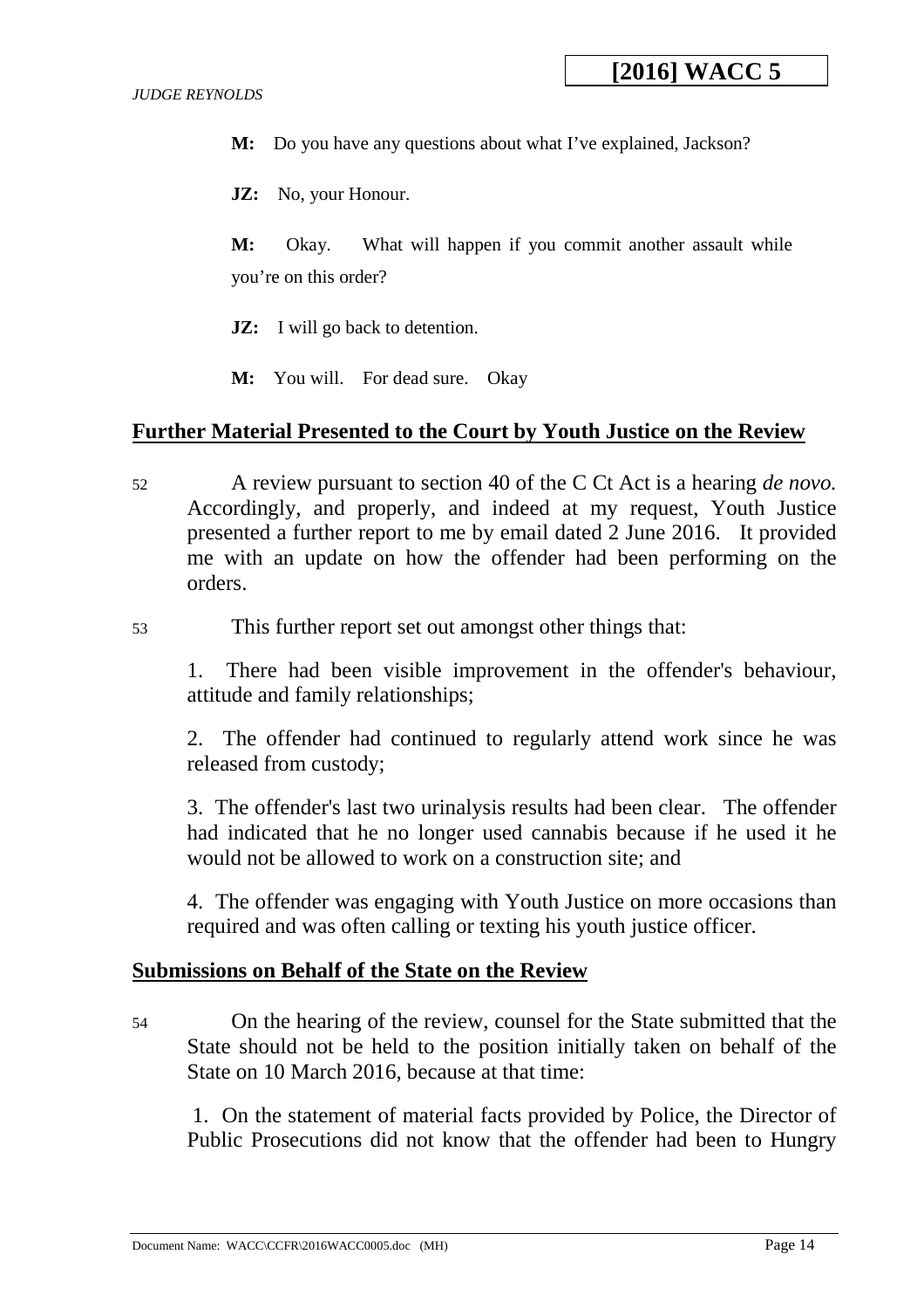**M:** Do you have any questions about what I've explained, Jackson?

**JZ:** No, your Honour.

**M:** Okay. What will happen if you commit another assault while you're on this order?

**JZ:** I will go back to detention.

**M:** You will. For dead sure. Okay

## Further Material Presented to the Court by Youth Justice on the Review

52 A review pursuant to section 40 of the C Ct Act is a hearing *de novo.* Accordingly, and properly, and indeed at my request, Youth Justice presented a further report to me by email dated 2 June 2016. It provided me with an update on how the offender had been performing on the orders.

53 This further report set out amongst other things that:

1. There had been visible improvement in the offender's behaviour, attitude and family relationships;

2. The offender had continued to regularly attend work since he was released from custody;

3. The offender's last two urinalysis results had been clear. The offender had indicated that he no longer used cannabis because if he used it he would not be allowed to work on a construction site; and

4. The offender was engaging with Youth Justice on more occasions than required and was often calling or texting his youth justice officer.

## Submissions on Behalf of the State on the Review

54 On the hearing of the review, counsel for the State submitted that the State should not be held to the position initially taken on behalf of the State on 10 March 2016, because at that time:

1. On the statement of material facts provided by Police, the Director of Public Prosecutions did not know that the offender had been to Hungry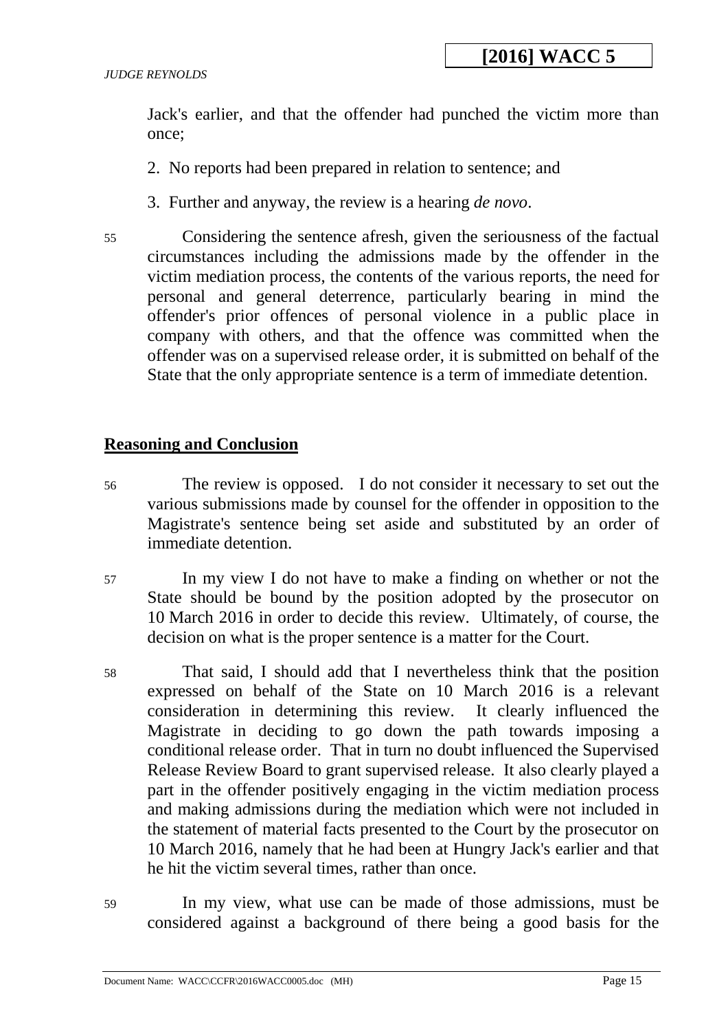Jack's earlier, and that the offender had punched the victim more than once;

2. No reports had been prepared in relation to sentence; and

3. Further and anyway, the review is a hearing *de novo*.

55 Considering the sentence afresh, given the seriousness of the factual circumstances including the admissions made by the offender in the victim mediation process, the contents of the various reports, the need for personal and general deterrence, particularly bearing in mind the offender's prior offences of personal violence in a public place in company with others, and that the offence was committed when the offender was on a supervised release order, it is submitted on behalf of the State that the only appropriate sentence is a term of immediate detention.

## Reasoning and Conclusion

56 The review is opposed. I do not consider it necessary to set out the various submissions made by counsel for the offender in opposition to the Magistrate's sentence being set aside and substituted by an order of immediate detention.

57 In my view I do not have to make a finding on whether or not the State should be bound by the position adopted by the prosecutor on 10 March 2016 in order to decide this review. Ultimately, of course, the decision on what is the proper sentence is a matter for the Court.

58 That said, I should add that I nevertheless think that the position expressed on behalf of the State on 10 March 2016 is a relevant consideration in determining this review. It clearly influenced the Magistrate in deciding to go down the path towards imposing a conditional release order. That in turn no doubt influenced the Supervised Release Review Board to grant supervised release. It also clearly played a part in the offender positively engaging in the victim mediation process and making admissions during the mediation which were not included in the statement of material facts presented to the Court by the prosecutor on 10 March 2016, namely that he had been at Hungry Jack's earlier and that he hit the victim several times, rather than once.

59 In my view, what use can be made of those admissions, must be considered against a background of there being a good basis for the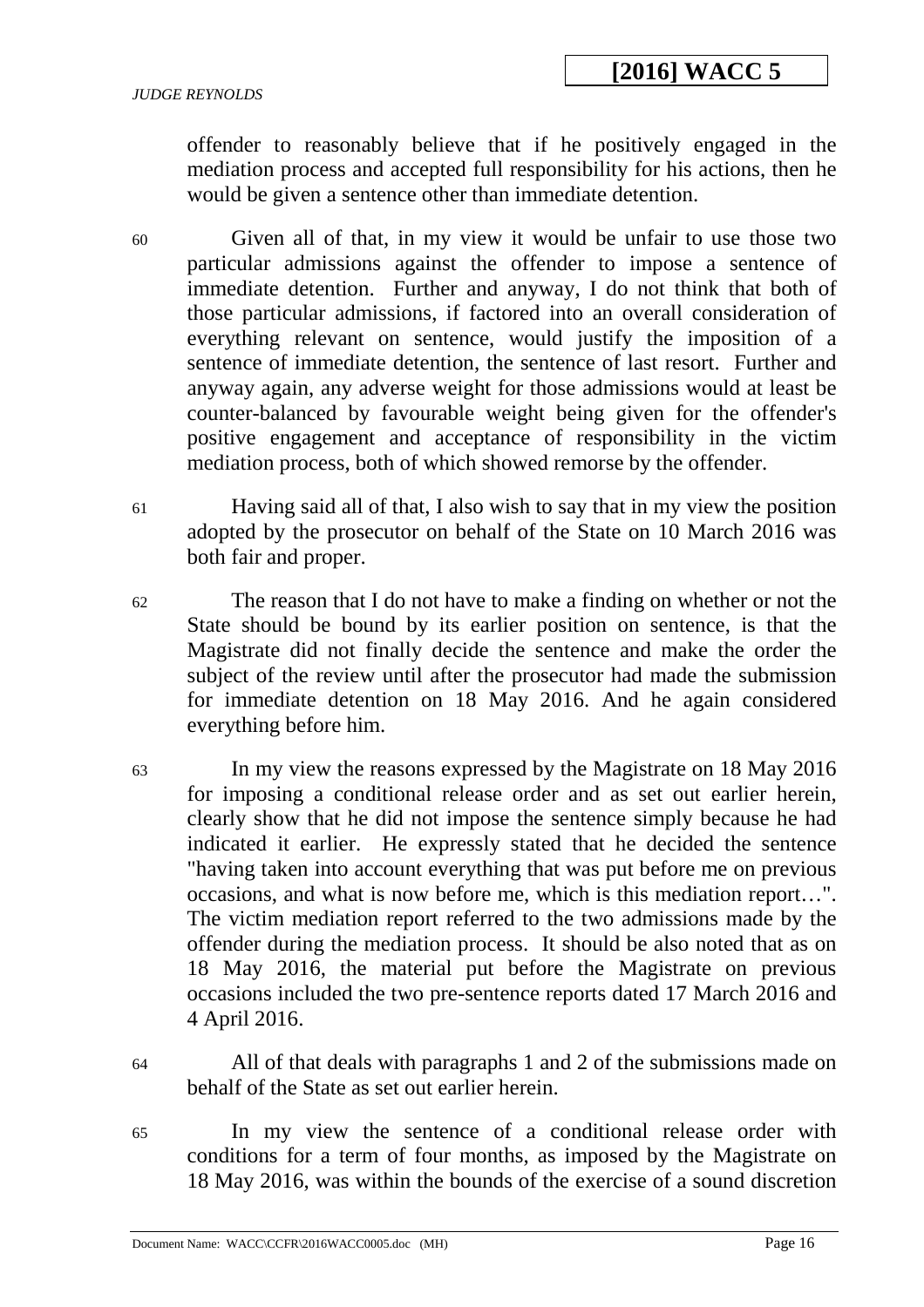offender to reasonably believe that if he positively engaged in the mediation process and accepted full responsibility for his actions, then he would be given a sentence other than immediate detention.

60 Given all of that, in my view it would be unfair to use those two particular admissions against the offender to impose a sentence of immediate detention. Further and anyway, I do not think that both of those particular admissions, if factored into an overall consideration of everything relevant on sentence, would justify the imposition of a sentence of immediate detention, the sentence of last resort. Further and anyway again, any adverse weight for those admissions would at least be counter-balanced by favourable weight being given for the offender's positive engagement and acceptance of responsibility in the victim mediation process, both of which showed remorse by the offender.

61 Having said all of that, I also wish to say that in my view the position adopted by the prosecutor on behalf of the State on 10 March 2016 was both fair and proper.

62 The reason that I do not have to make a finding on whether or not the State should be bound by its earlier position on sentence, is that the Magistrate did not finally decide the sentence and make the order the subject of the review until after the prosecutor had made the submission for immediate detention on 18 May 2016. And he again considered everything before him.

63 In my view the reasons expressed by the Magistrate on 18 May 2016 for imposing a conditional release order and as set out earlier herein, clearly show that he did not impose the sentence simply because he had indicated it earlier. He expressly stated that he decided the sentence "having taken into account everything that was put before me on previous occasions, and what is now before me, which is this mediation report…". The victim mediation report referred to the two admissions made by the offender during the mediation process. It should be also noted that as on 18 May 2016, the material put before the Magistrate on previous occasions included the two pre-sentence reports dated 17 March 2016 and 4 April 2016.

64 All of that deals with paragraphs 1 and 2 of the submissions made on behalf of the State as set out earlier herein.

65 In my view the sentence of a conditional release order with conditions for a term of four months, as imposed by the Magistrate on 18 May 2016, was within the bounds of the exercise of a sound discretion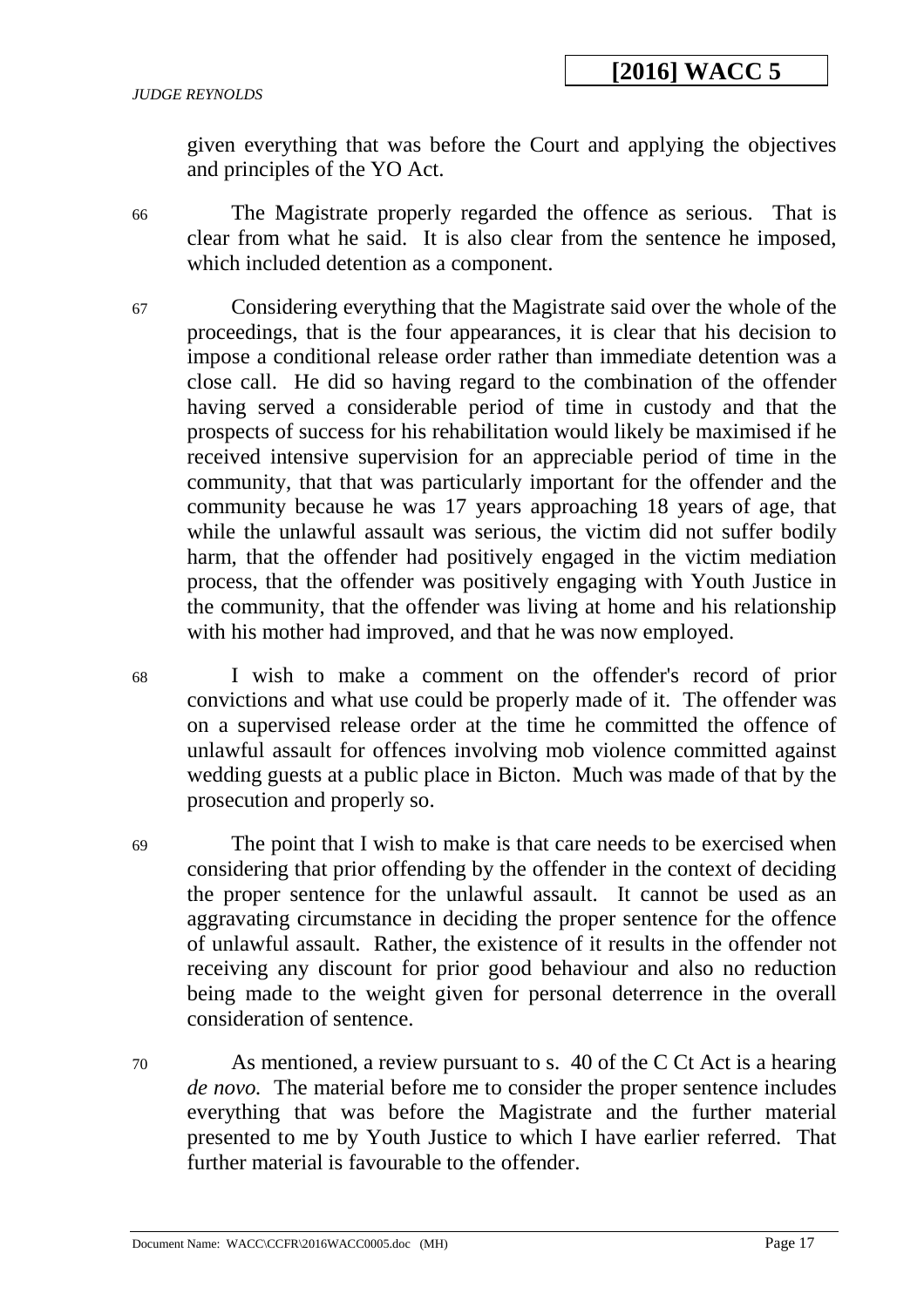given everything that was before the Court and applying the objectives and principles of the YO Act.

66 The Magistrate properly regarded the offence as serious. That is clear from what he said. It is also clear from the sentence he imposed, which included detention as a component.

67 Considering everything that the Magistrate said over the whole of the proceedings, that is the four appearances, it is clear that his decision to impose a conditional release order rather than immediate detention was a close call. He did so having regard to the combination of the offender having served a considerable period of time in custody and that the prospects of success for his rehabilitation would likely be maximised if he received intensive supervision for an appreciable period of time in the community, that that was particularly important for the offender and the community because he was 17 years approaching 18 years of age, that while the unlawful assault was serious, the victim did not suffer bodily harm, that the offender had positively engaged in the victim mediation process, that the offender was positively engaging with Youth Justice in the community, that the offender was living at home and his relationship with his mother had improved, and that he was now employed.

68 I wish to make a comment on the offender's record of prior convictions and what use could be properly made of it. The offender was on a supervised release order at the time he committed the offence of unlawful assault for offences involving mob violence committed against wedding guests at a public place in Bicton. Much was made of that by the prosecution and properly so.

69 The point that I wish to make is that care needs to be exercised when considering that prior offending by the offender in the context of deciding the proper sentence for the unlawful assault. It cannot be used as an aggravating circumstance in deciding the proper sentence for the offence of unlawful assault. Rather, the existence of it results in the offender not receiving any discount for prior good behaviour and also no reduction being made to the weight given for personal deterrence in the overall consideration of sentence.

70 As mentioned, a review pursuant to s. 40 of the C Ct Act is a hearing *de novo.* The material before me to consider the proper sentence includes everything that was before the Magistrate and the further material presented to me by Youth Justice to which I have earlier referred. That further material is favourable to the offender.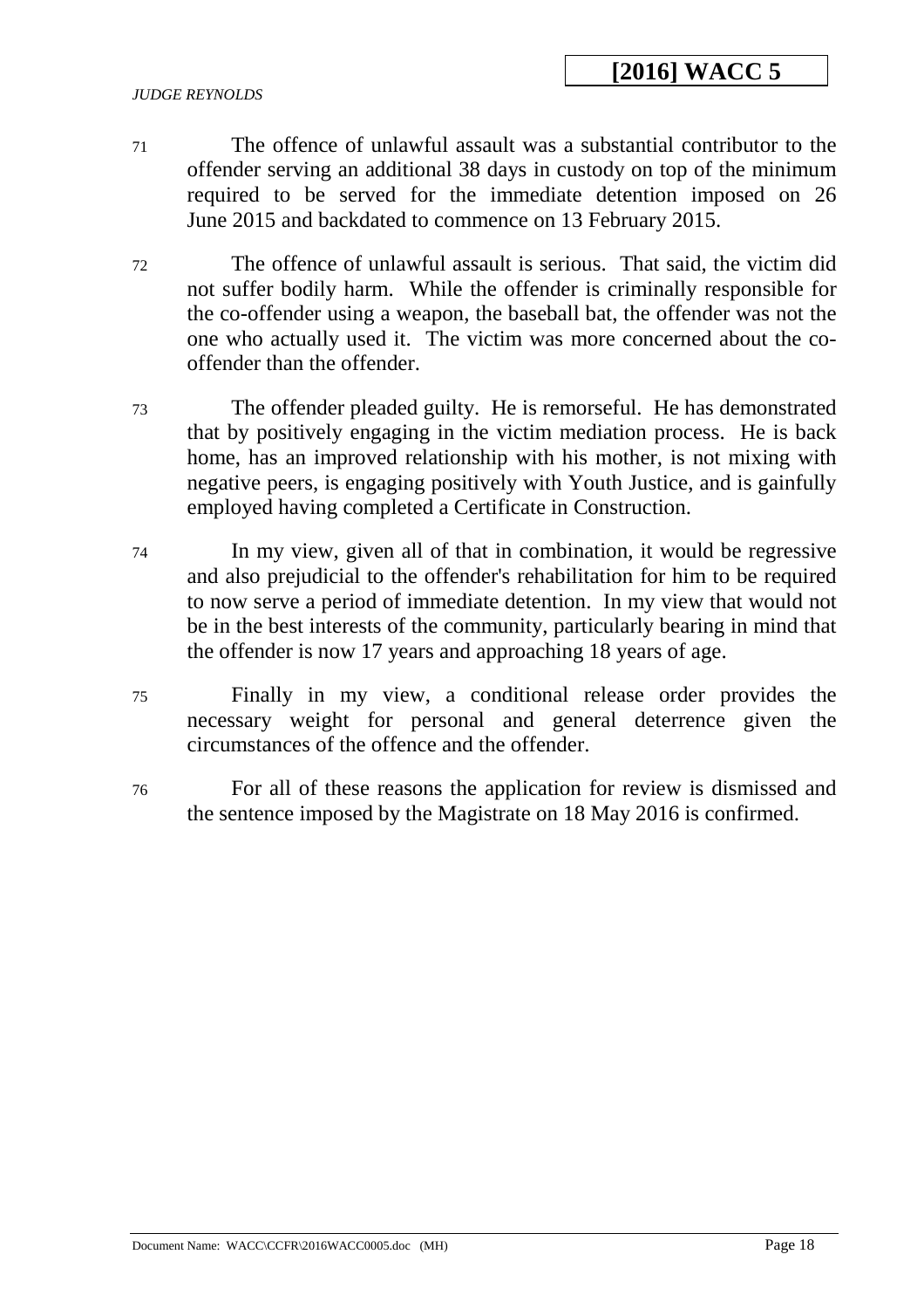71 The offence of unlawful assault was a substantial contributor to the offender serving an additional 38 days in custody on top of the minimum required to be served for the immediate detention imposed on 26 June 2015 and backdated to commence on 13 February 2015.

72 The offence of unlawful assault is serious. That said, the victim did not suffer bodily harm. While the offender is criminally responsible for the co-offender using a weapon, the baseball bat, the offender was not the one who actually used it. The victim was more concerned about the co-offender than the offender.

73 The offender pleaded guilty. He is remorseful. He has demonstrated that by positively engaging in the victim mediation process. He is back home, has an improved relationship with his mother, is not mixing with negative peers, is engaging positively with Youth Justice, and is gainfully employed having completed a Certificate in Construction.

74 In my view, given all of that in combination, it would be regressive and also prejudicial to the offender's rehabilitation for him to be required to now serve a period of immediate detention. In my view that would not be in the best interests of the community, particularly bearing in mind that the offender is now 17 years and approaching 18 years of age.

75 Finally in my view, a conditional release order provides the necessary weight for personal and general deterrence given the circumstances of the offence and the offender.

76 For all of these reasons the application for review is dismissed and the sentence imposed by the Magistrate on 18 May 2016 is confirmed.